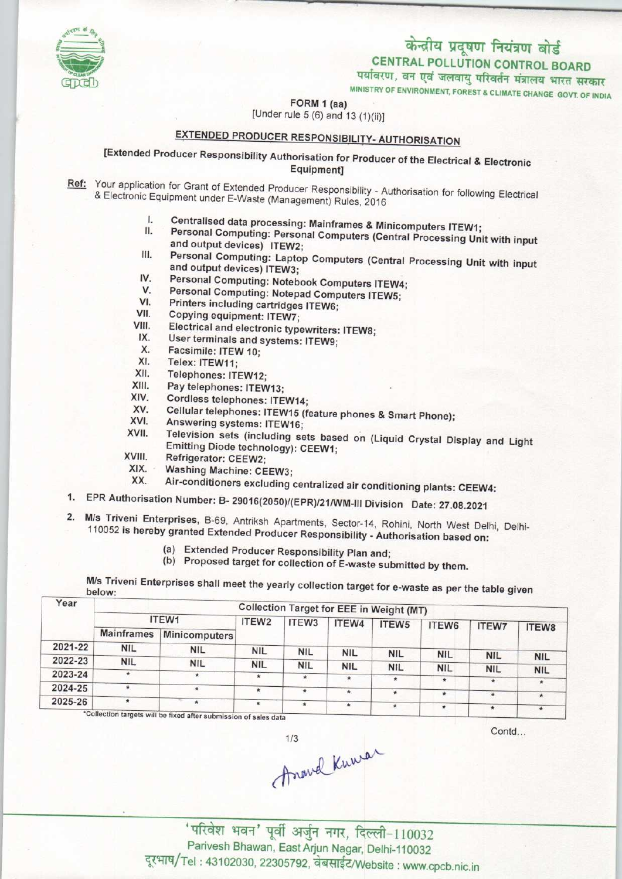# केन्द्रीय प्रदूषण नियंत्रण बोर्ड
# CENTRAL POLLUTION CONTROL BOARD

पर्यावरण, वन एवं जलवायु परिवर्तन मंत्रालय भारत सरकार
MINISTRY OF ENVIRONMENT, FOREST & CLIMATE CHANGE GOVT. OF INDIA

FORM 1 (aa)
[Under rule 5 (6) and 13 (1)(ii)]

## EXTENDED PRODUCER RESPONSIBILITY- AUTHORISATION

**[Extended Producer Responsibility Authorisation for Producer of the Electrical & Electronic Equipment]**

**Ref:** Your application for Grant of Extended Producer Responsibility - Authorisation for following Electrical & Electronic Equipment under E-Waste (Management) Rules, 2016

I. Centralised data processing: Mainframes & Minicomputers ITEW1;
II. Personal Computing: Personal Computers (Central Processing Unit with input and output devices) ITEW2;
III. Personal Computing: Laptop Computers (Central Processing Unit with input and output devices) ITEW3;
IV. Personal Computing: Notebook Computers ITEW4;
V. Personal Computing: Notepad Computers ITEW5;
VI. Printers including cartridges ITEW6;
VII. Copying equipment: ITEW7;
VIII. Electrical and electronic typewriters: ITEW8;
IX. User terminals and systems: ITEW9;
X. Facsimile: ITEW 10;
XI. Telex: ITEW11;
XII. Telephones: ITEW12;
XIII. Pay telephones: ITEW13;
XIV. Cordless telephones: ITEW14;
XV. Cellular telephones: ITEW15 (feature phones & Smart Phone);
XVI. Answering systems: ITEW16;
XVII. Television sets (including sets based on (Liquid Crystal Display and Light Emitting Diode technology): CEEW1;
XVIII. Refrigerator: CEEW2;
XIX. Washing Machine: CEEW3;
XX. Air-conditioners excluding centralized air conditioning plants: CEEW4:

1. EPR Authorisation Number: B- 29016(2050)/(EPR)/21/WM-III Division Date: 27.08.2021

2. M/s Triveni Enterprises, B-69, Antriksh Apartments, Sector-14, Rohini, North West Delhi, Delhi-110052 is hereby granted Extended Producer Responsibility - Authorisation based on:

   (a) Extended Producer Responsibility Plan and;
   (b) Proposed target for collection of E-waste submitted by them.

M/s Triveni Enterprises shall meet the yearly collection target for e-waste as per the table given below:

| Year | Collection Target for EEE in Weight (MT) | | | | | | | | |
|---|---|---|---|---|---|---|---|---|---|
| | ITEW1 | | ITEW2 | ITEW3 | ITEW4 | ITEW5 | ITEW6 | ITEW7 | ITEW8 |
| | Mainframes | Minicomputers | | | | | | | |
| 2021-22 | NIL | NIL | NIL | NIL | NIL | NIL | NIL | NIL | NIL |
| 2022-23 | NIL | NIL | NIL | NIL | NIL | NIL | NIL | NIL | NIL |
| 2023-24 | * | * | * | * | * | * | * | * | * |
| 2024-25 | * | * | * | * | * | * | * | * | * |
| 2025-26 | * | * | * | * | * | * | * | * | * |

*Collection targets will be fixed after submission of sales data

Contd...

Anand Kumar

'परिवेश भवन' पूर्वी अर्जुन नगर, दिल्ली-110032
Parivesh Bhawan, East Arjun Nagar, Delhi-110032
दूरभाष/Tel : 43102030, 22305792, वेबसाईट/Website : www.cpcb.nic.in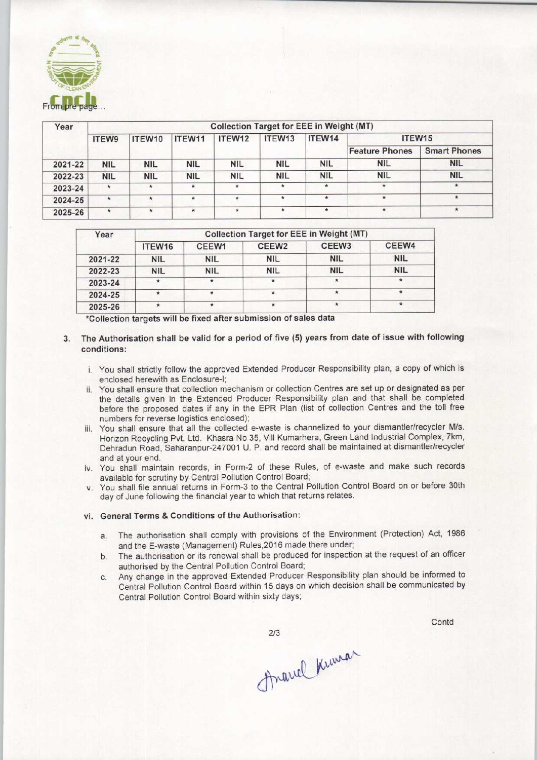From pre page...

| Year | Collection Target for EEE in Weight (MT) | | | | | | | |
|---|---|---|---|---|---|---|---|---|
| | ITEW9 | ITEW10 | ITEW11 | ITEW12 | ITEW13 | ITEW14 | ITEW15 | |
| | | | | | | | Feature Phones | Smart Phones |
| 2021-22 | NIL | NIL | NIL | NIL | NIL | NIL | NIL | NIL |
| 2022-23 | NIL | NIL | NIL | NIL | NIL | NIL | NIL | NIL |
| 2023-24 | * | * | * | * | * | * | * | * |
| 2024-25 | * | * | * | * | * | * | * | * |
| 2025-26 | * | * | * | * | * | * | * | * |

| Year | Collection Target for EEE in Weight (MT) | | | | |
|---|---|---|---|---|---|
| | ITEW16 | CEEW1 | CEEW2 | CEEW3 | CEEW4 |
| 2021-22 | NIL | NIL | NIL | NIL | NIL |
| 2022-23 | NIL | NIL | NIL | NIL | NIL |
| 2023-24 | * | * | * | * | * |
| 2024-25 | * | * | * | * | * |
| 2025-26 | * | * | * | * | * |

*Collection targets will be fixed after submission of sales data

3. **The Authorisation shall be valid for a period of five (5) years from date of issue with following conditions:**

   i. You shall strictly follow the approved Extended Producer Responsibility plan, a copy of which is enclosed herewith as Enclosure-I;

   ii. You shall ensure that collection mechanism or collection Centres are set up or designated as per the details given in the Extended Producer Responsibility plan and that shall be completed before the proposed dates if any in the EPR Plan (list of collection Centres and the toll free numbers for reverse logistics enclosed);

   iii. You shall ensure that all the collected e-waste is channelized to your dismantler/recycler M/s. Horizon Recycling Pvt. Ltd. Khasra No 35, Vill Kumarhera, Green Land Industrial Complex, 7km, Dehradun Road, Saharanpur-247001 U. P. and record shall be maintained at dismantler/recycler and at your end.

   iv. You shall maintain records, in Form-2 of these Rules, of e-waste and make such records available for scrutiny by Central Pollution Control Board;

   v. You shall file annual returns in Form-3 to the Central Pollution Control Board on or before 30th day of June following the financial year to which that returns relates.

   vi. **General Terms & Conditions of the Authorisation:**

      a. The authorisation shall comply with provisions of the Environment (Protection) Act, 1986 and the E-waste (Management) Rules,2016 made there under;

      b. The authorisation or its renewal shall be produced for inspection at the request of an officer authorised by the Central Pollution Control Board;

      c. Any change in the approved Extended Producer Responsibility plan should be informed to Central Pollution Control Board within 15 days on which decision shall be communicated by Central Pollution Control Board within sixty days;

Contd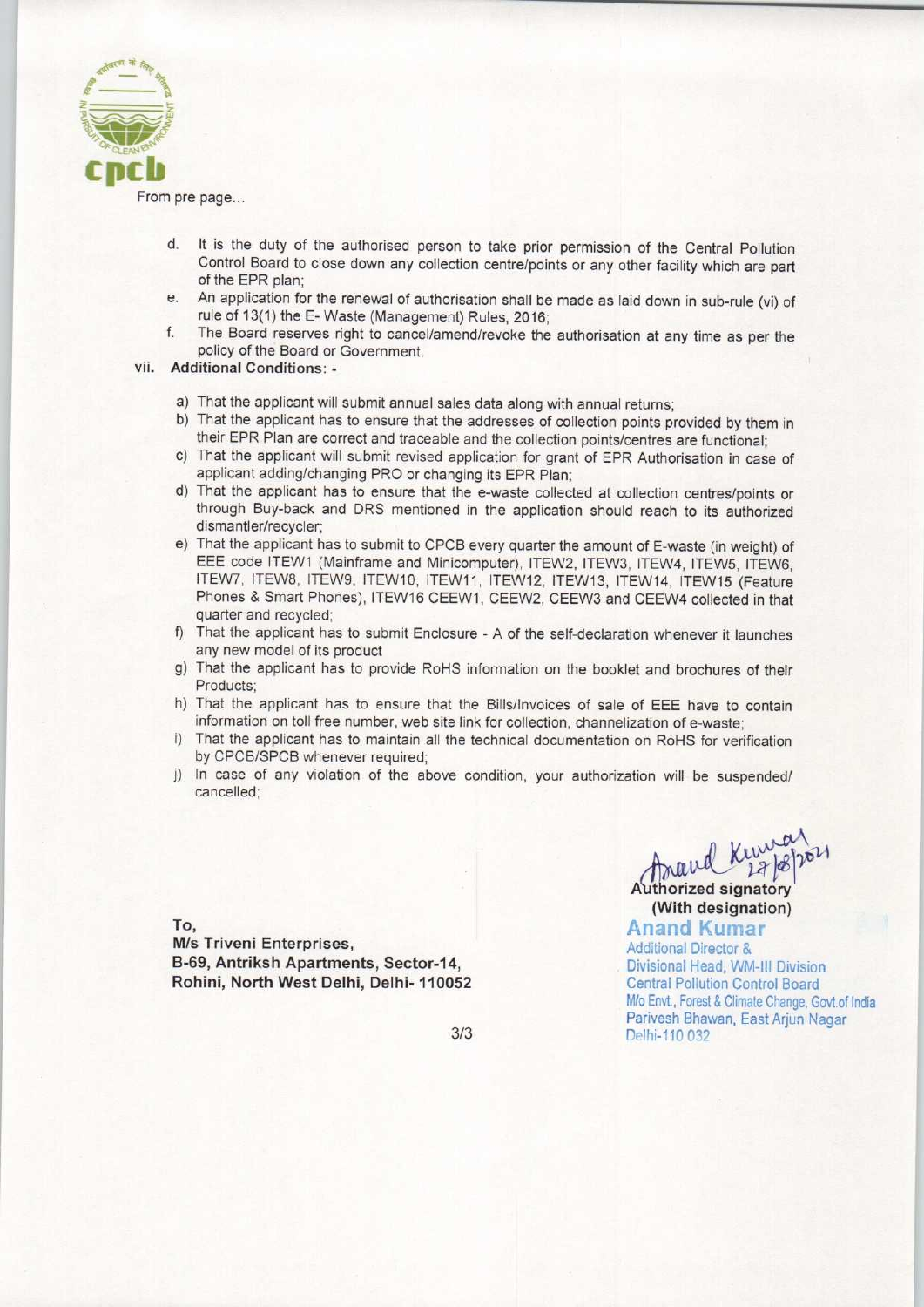From pre page...

d. It is the duty of the authorised person to take prior permission of the Central Pollution Control Board to close down any collection centre/points or any other facility which are part of the EPR plan;

e. An application for the renewal of authorisation shall be made as laid down in sub-rule (vi) of rule of 13(1) the E- Waste (Management) Rules, 2016;

f. The Board reserves right to cancel/amend/revoke the authorisation at any time as per the policy of the Board or Government.

vii. **Additional Conditions: -**

a) That the applicant will submit annual sales data along with annual returns;

b) That the applicant has to ensure that the addresses of collection points provided by them in their EPR Plan are correct and traceable and the collection points/centres are functional;

c) That the applicant will submit revised application for grant of EPR Authorisation in case of applicant adding/changing PRO or changing its EPR Plan;

d) That the applicant has to ensure that the e-waste collected at collection centres/points or through Buy-back and DRS mentioned in the application should reach to its authorized dismantler/recycler;

e) That the applicant has to submit to CPCB every quarter the amount of E-waste (in weight) of EEE code ITEW1 (Mainframe and Minicomputer), ITEW2, ITEW3, ITEW4, ITEW5, ITEW6, ITEW7, ITEW8, ITEW9, ITEW10, ITEW11, ITEW12, ITEW13, ITEW14, ITEW15 (Feature Phones & Smart Phones), ITEW16 CEEW1, CEEW2, CEEW3 and CEEW4 collected in that quarter and recycled;

f) That the applicant has to submit Enclosure - A of the self-declaration whenever it launches any new model of its product

g) That the applicant has to provide RoHS information on the booklet and brochures of their Products;

h) That the applicant has to ensure that the Bills/Invoices of sale of EEE have to contain information on toll free number, web site link for collection, channelization of e-waste;

i) That the applicant has to maintain all the technical documentation on RoHS for verification by CPCB/SPCB whenever required;

j) In case of any violation of the above condition, your authorization will be suspended/ cancelled;

Anand Kumar 27/8/2021

**Authorized signatory**
**(With designation)**

**Anand Kumar**
Additional Director &
Divisional Head, WM-III Division
Central Pollution Control Board
M/o Envt., Forest & Climate Change, Govt.of India
Parivesh Bhawan, East Arjun Nagar
Delhi-110 032

**To,**
**M/s Triveni Enterprises,**
**B-69, Antriksh Apartments, Sector-14,**
**Rohini, North West Delhi, Delhi- 110052**